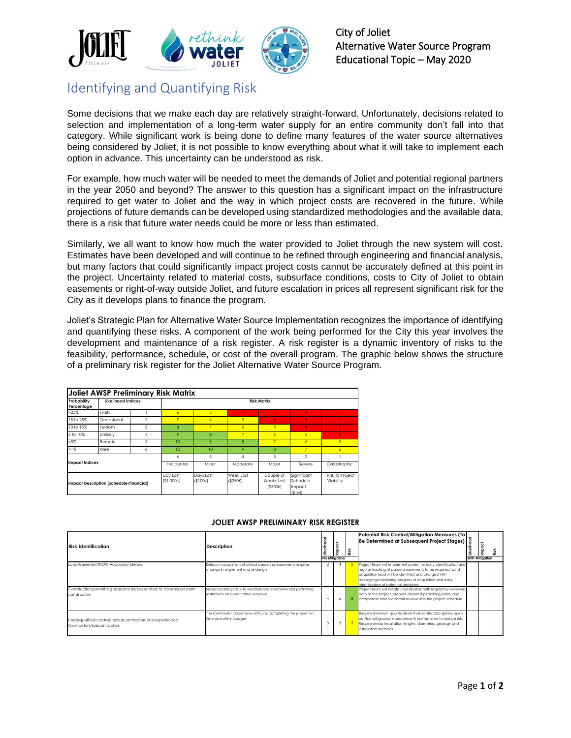City of Joliet
Alternative Water Source Program
Educational Topic – May 2020

# Identifying and Quantifying Risk

Some decisions that we make each day are relatively straight-forward. Unfortunately, decisions related to selection and implementation of a long-term water supply for an entire community don't fall into that category. While significant work is being done to define many features of the water source alternatives being considered by Joliet, it is not possible to know everything about what it will take to implement each option in advance. This uncertainty can be understood as risk.

For example, how much water will be needed to meet the demands of Joliet and potential regional partners in the year 2050 and beyond? The answer to this question has a significant impact on the infrastructure required to get water to Joliet and the way in which project costs are recovered in the future. While projections of future demands can be developed using standardized methodologies and the available data, there is a risk that future water needs could be more or less than estimated.

Similarly, we all want to know how much the water provided to Joliet through the new system will cost. Estimates have been developed and will continue to be refined through engineering and financial analysis, but many factors that could significantly impact project costs cannot be accurately defined at this point in the project. Uncertainty related to material costs, subsurface conditions, costs to City of Joliet to obtain easements or right-of-way outside Joliet, and future escalation in prices all represent significant risk for the City as it develops plans to finance the program.

Joliet's Strategic Plan for Alternative Water Source Implementation recognizes the importance of identifying and quantifying these risks. A component of the work being performed for the City this year involves the development and maintenance of a risk register. A risk register is a dynamic inventory of risks to the feasibility, performance, schedule, or cost of the overall program. The graphic below shows the structure of a preliminary risk register for the Joliet Alternative Water Source Program.

**Joliet AWSP Preliminary Risk Matrix**

| Probability Percentage | Likelihood Indices | | Risk Matrix | | | | | |
|---|---|---|---|---|---|---|---|---|
| >25% | Likely | 1 | 6 | 5 | 4 | 3 | 2 | 1 |
| 15 to 25% | Occasional | 2 | 7 | 6 | 5 | 4 | 3 | 2 |
| 10 to 15% | Seldom | 3 | 8 | 7 | 6 | 5 | 4 | 3 |
| 5 to 10% | Unlikely | 4 | 9 | 8 | 7 | 6 | 5 | 4 |
| <5% | Remote | 5 | 10 | 9 | 8 | 7 | 6 | 5 |
| <1% | Rare | 6 | 10 | 10 | 9 | 8 | 7 | 6 |
| Impact Indices | | | 6 | 5 | 4 | 3 | 2 | 1 |
| | | | Incidental | Minor | Moderate | Major | Severe | Catastrophic |
| Impact Description (schedule/financial) | | | Day Lost ($1,000's) | Days Lost ($100k) | Week Lost ($250K) | Couple of Weeks Lost ($500k) | Significant Schedule Impact ($1M) | Risk to Project Viability |

**JOLIET AWSP PRELIMINARY RISK REGISTER**

| Risk Identification | Description | Likelihood (No Mitigation) | Impact (No Mitigation) | Risk (No Mitigation) | Potential Risk Control/Mitigation Measures (To Be Determined at Subsequent Project Stages) | Likelihood (With Mitigation) | Impact (With Mitigation) | Risk (With Mitigation) |
|---|---|---|---|---|---|---|---|---|
| Land/Easement/ROW Acquisition Delays | Delays in acquisition of critical parcels or easements requires change in alignment and re-design | 2 | 4 | 5 | Project Team will implement system for early identification and regular tracking of parcels/easements to be required. Land acquisition lead will be identified and charged with managing/monitoring progress of acquisition and early identification of potential problems. | | | |
| Construction/permitting seasonal delays related to transmission main construction | Seasonal delays due to weather and environmental permitting restrictions on construction windows. | 4 | 5 | 8 | Project team will initiate coordination with regulatory reviewers early in the project, prepare detailed permitting plans, and incorporate time for permit reviews into the project schedule | | | |
| Underqualified contractor/subcontractors or inexperienced Contractors/subcontractors | The Contractor could have difficulty completing the project on time and within budget. | 3 | 3 | 5 | Require minimum qualifications that contractors (prime open cut/tunnel/ground improvement) are required to reduce risk. Require similar installation lengths, diameters, geology and installation methods. | | | |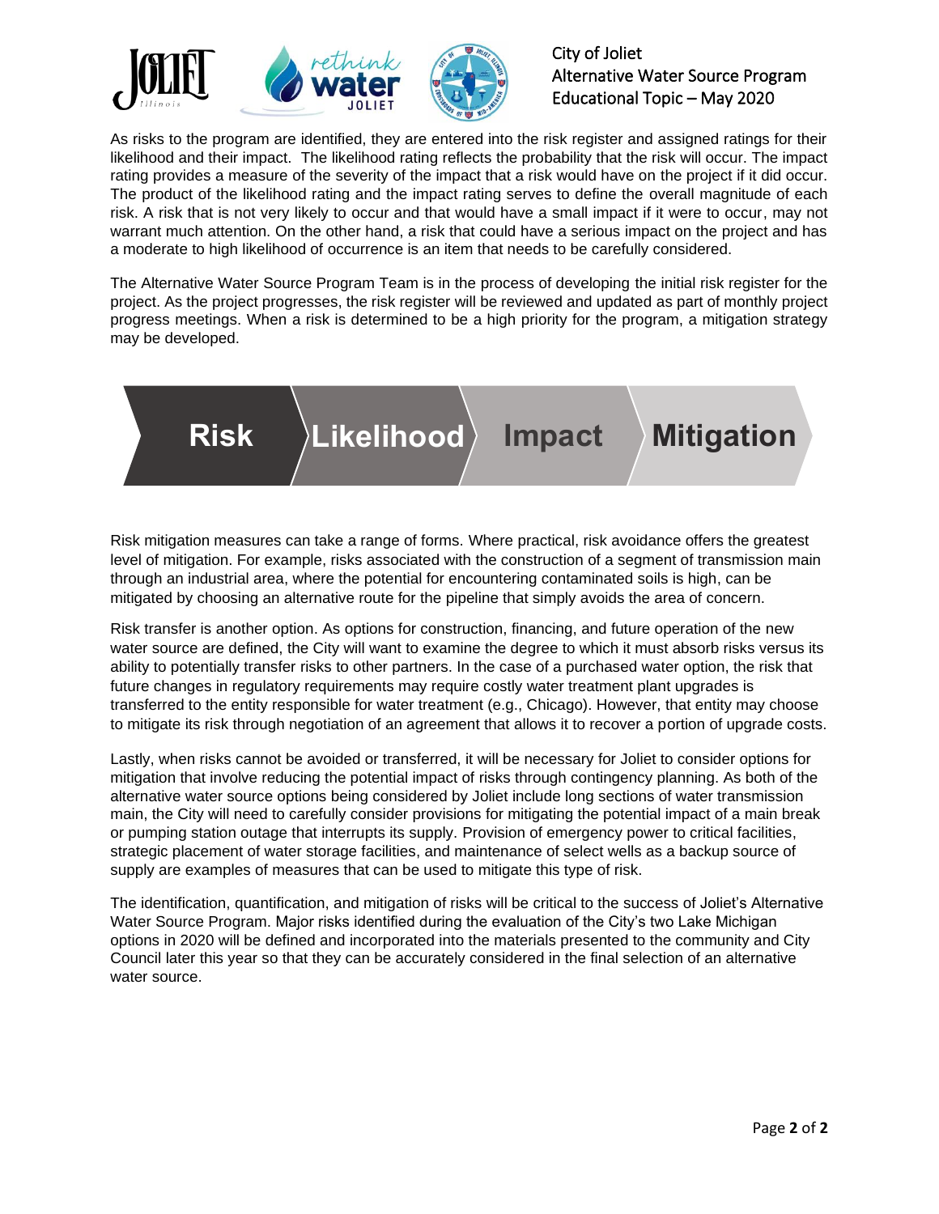As risks to the program are identified, they are entered into the risk register and assigned ratings for their likelihood and their impact. The likelihood rating reflects the probability that the risk will occur. The impact rating provides a measure of the severity of the impact that a risk would have on the project if it did occur. The product of the likelihood rating and the impact rating serves to define the overall magnitude of each risk. A risk that is not very likely to occur and that would have a small impact if it were to occur, may not warrant much attention. On the other hand, a risk that could have a serious impact on the project and has a moderate to high likelihood of occurrence is an item that needs to be carefully considered.

The Alternative Water Source Program Team is in the process of developing the initial risk register for the project. As the project progresses, the risk register will be reviewed and updated as part of monthly project progress meetings. When a risk is determined to be a high priority for the program, a mitigation strategy may be developed.

Risk

Likelihood

Impact

Mitigation

Risk mitigation measures can take a range of forms. Where practical, risk avoidance offers the greatest level of mitigation. For example, risks associated with the construction of a segment of transmission main through an industrial area, where the potential for encountering contaminated soils is high, can be mitigated by choosing an alternative route for the pipeline that simply avoids the area of concern.

Risk transfer is another option. As options for construction, financing, and future operation of the new water source are defined, the City will want to examine the degree to which it must absorb risks versus its ability to potentially transfer risks to other partners. In the case of a purchased water option, the risk that future changes in regulatory requirements may require costly water treatment plant upgrades is transferred to the entity responsible for water treatment (e.g., Chicago). However, that entity may choose to mitigate its risk through negotiation of an agreement that allows it to recover a portion of upgrade costs.

Lastly, when risks cannot be avoided or transferred, it will be necessary for Joliet to consider options for mitigation that involve reducing the potential impact of risks through contingency planning. As both of the alternative water source options being considered by Joliet include long sections of water transmission main, the City will need to carefully consider provisions for mitigating the potential impact of a main break or pumping station outage that interrupts its supply. Provision of emergency power to critical facilities, strategic placement of water storage facilities, and maintenance of select wells as a backup source of supply are examples of measures that can be used to mitigate this type of risk.

The identification, quantification, and mitigation of risks will be critical to the success of Joliet's Alternative Water Source Program. Major risks identified during the evaluation of the City's two Lake Michigan options in 2020 will be defined and incorporated into the materials presented to the community and City Council later this year so that they can be accurately considered in the final selection of an alternative water source.